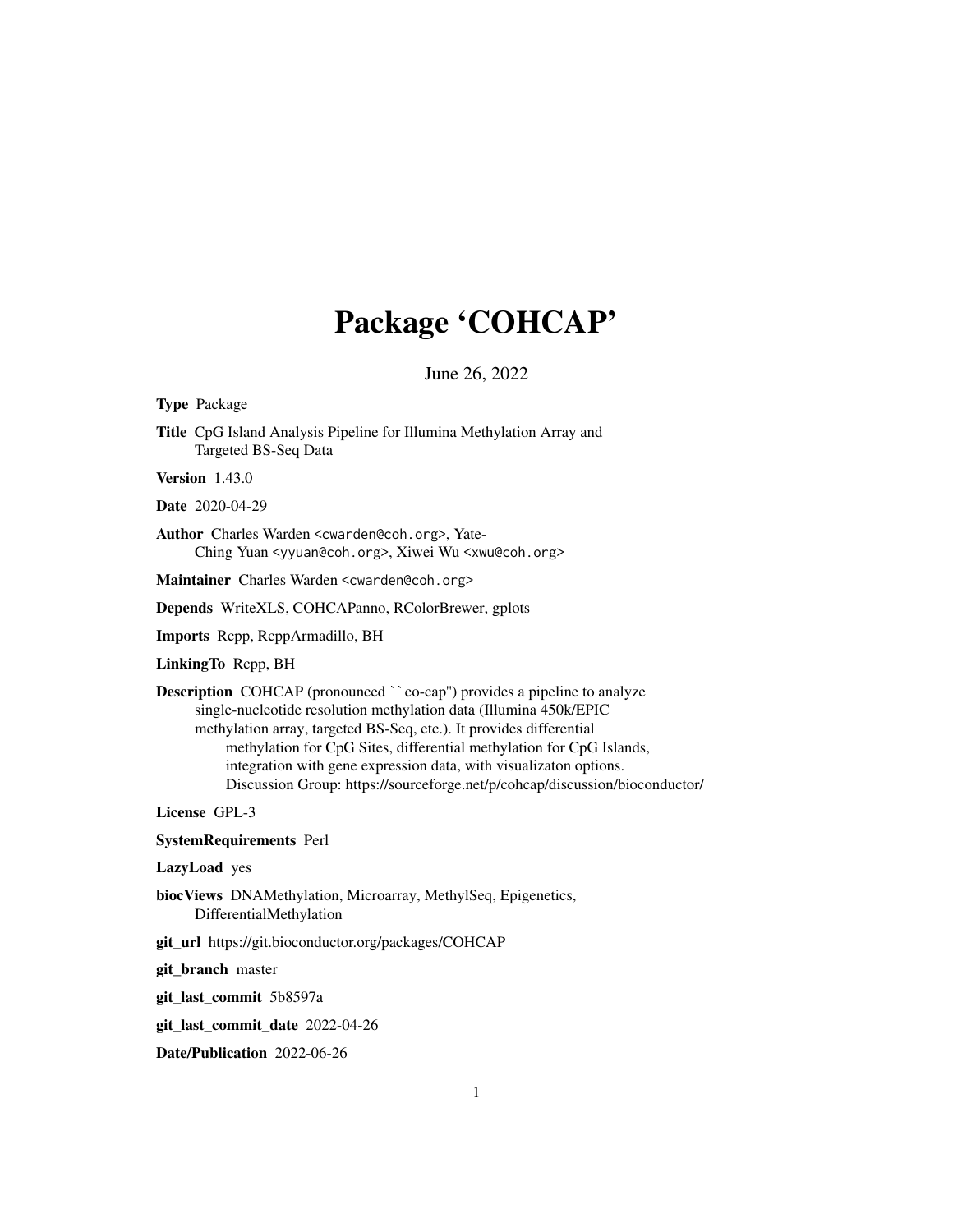# Package 'COHCAP'

June 26, 2022

**Type** Package

**Title** CpG Island Analysis Pipeline for Illumina Methylation Array and Targeted BS-Seq Data

**Version** 1.43.0

**Date** 2020-04-29

**Author** Charles Warden <cwarden@coh.org>, Yate-Ching Yuan <yyuan@coh.org>, Xiwei Wu <xwu@coh.org>

**Maintainer** Charles Warden <cwarden@coh.org>

**Depends** WriteXLS, COHCAPanno, RColorBrewer, gplots

**Imports** Rcpp, RcppArmadillo, BH

**LinkingTo** Rcpp, BH

**Description** COHCAP (pronounced ``co-cap'') provides a pipeline to analyze single-nucleotide resolution methylation data (Illumina 450k/EPIC methylation array, targeted BS-Seq, etc.). It provides differential methylation for CpG Sites, differential methylation for CpG Islands, integration with gene expression data, with visualizaton options. Discussion Group: https://sourceforge.net/p/cohcap/discussion/bioconductor/

**License** GPL-3

**SystemRequirements** Perl

**LazyLoad** yes

**biocViews** DNAMethylation, Microarray, MethylSeq, Epigenetics, DifferentialMethylation

**git_url** https://git.bioconductor.org/packages/COHCAP

**git_branch** master

**git_last_commit** 5b8597a

**git_last_commit_date** 2022-04-26

**Date/Publication** 2022-06-26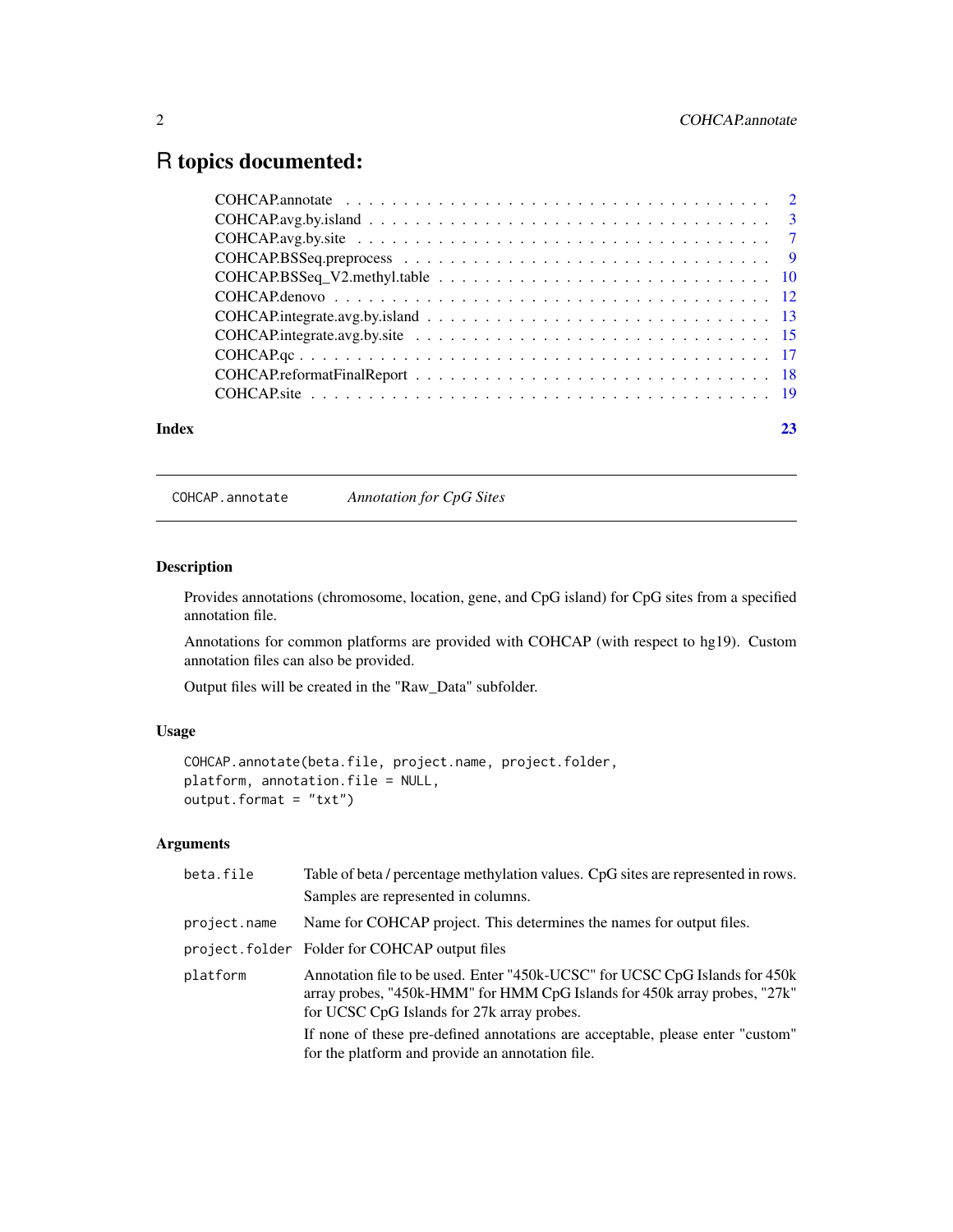# R topics documented:

| | |
|---|---|
| COHCAP.annotate | 2 |
| COHCAP.avg.by.island | 3 |
| COHCAP.avg.by.site | 7 |
| COHCAP.BSSeq.preprocess | 9 |
| COHCAP.BSSeq_V2.methyl.table | 10 |
| COHCAP.denovo | 12 |
| COHCAP.integrate.avg.by.island | 13 |
| COHCAP.integrate.avg.by.site | 15 |
| COHCAP.qc | 17 |
| COHCAP.reformatFinalReport | 18 |
| COHCAP.site | 19 |
| **Index** | **23** |

---

## COHCAP.annotate — *Annotation for CpG Sites*

---

### Description

Provides annotations (chromosome, location, gene, and CpG island) for CpG sites from a specified annotation file.

Annotations for common platforms are provided with COHCAP (with respect to hg19). Custom annotation files can also be provided.

Output files will be created in the "Raw_Data" subfolder.

### Usage

```
COHCAP.annotate(beta.file, project.name, project.folder,
platform, annotation.file = NULL,
output.format = "txt")
```

### Arguments

| | |
|---|---|
| `beta.file` | Table of beta / percentage methylation values. CpG sites are represented in rows. Samples are represented in columns. |
| `project.name` | Name for COHCAP project. This determines the names for output files. |
| `project.folder` | Folder for COHCAP output files |
| `platform` | Annotation file to be used. Enter "450k-UCSC" for UCSC CpG Islands for 450k array probes, "450k-HMM" for HMM CpG Islands for 450k array probes, "27k" for UCSC CpG Islands for 27k array probes. If none of these pre-defined annotations are acceptable, please enter "custom" for the platform and provide an annotation file. |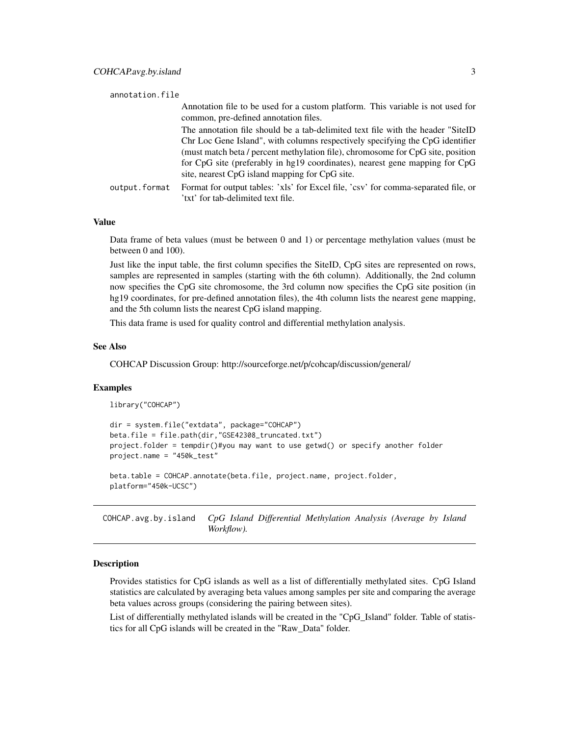annotation.file
: Annotation file to be used for a custom platform. This variable is not used for common, pre-defined annotation files.

  The annotation file should be a tab-delimited text file with the header "SiteID Chr Loc Gene Island", with columns respectively specifying the CpG identifier (must match beta / percent methylation file), chromosome for CpG site, position for CpG site (preferably in hg19 coordinates), nearest gene mapping for CpG site, nearest CpG island mapping for CpG site.

output.format
: Format for output tables: 'xls' for Excel file, 'csv' for comma-separated file, or 'txt' for tab-delimited text file.

### Value

Data frame of beta values (must be between 0 and 1) or percentage methylation values (must be between 0 and 100).

Just like the input table, the first column specifies the SiteID, CpG sites are represented on rows, samples are represented in samples (starting with the 6th column). Additionally, the 2nd column now specifies the CpG site chromosome, the 3rd column now specifies the CpG site position (in hg19 coordinates, for pre-defined annotation files), the 4th column lists the nearest gene mapping, and the 5th column lists the nearest CpG island mapping.

This data frame is used for quality control and differential methylation analysis.

### See Also

COHCAP Discussion Group: http://sourceforge.net/p/cohcap/discussion/general/

### Examples

```
library("COHCAP")

dir = system.file("extdata", package="COHCAP")
beta.file = file.path(dir,"GSE42308_truncated.txt")
project.folder = tempdir()#you may want to use getwd() or specify another folder
project.name = "450k_test"

beta.table = COHCAP.annotate(beta.file, project.name, project.folder,
platform="450k-UCSC")
```

---

## COHCAP.avg.by.island — *CpG Island Differential Methylation Analysis (Average by Island Workflow).*

---

### Description

Provides statistics for CpG islands as well as a list of differentially methylated sites. CpG Island statistics are calculated by averaging beta values among samples per site and comparing the average beta values across groups (considering the pairing between sites).

List of differentially methylated islands will be created in the "CpG_Island" folder. Table of statistics for all CpG islands will be created in the "Raw_Data" folder.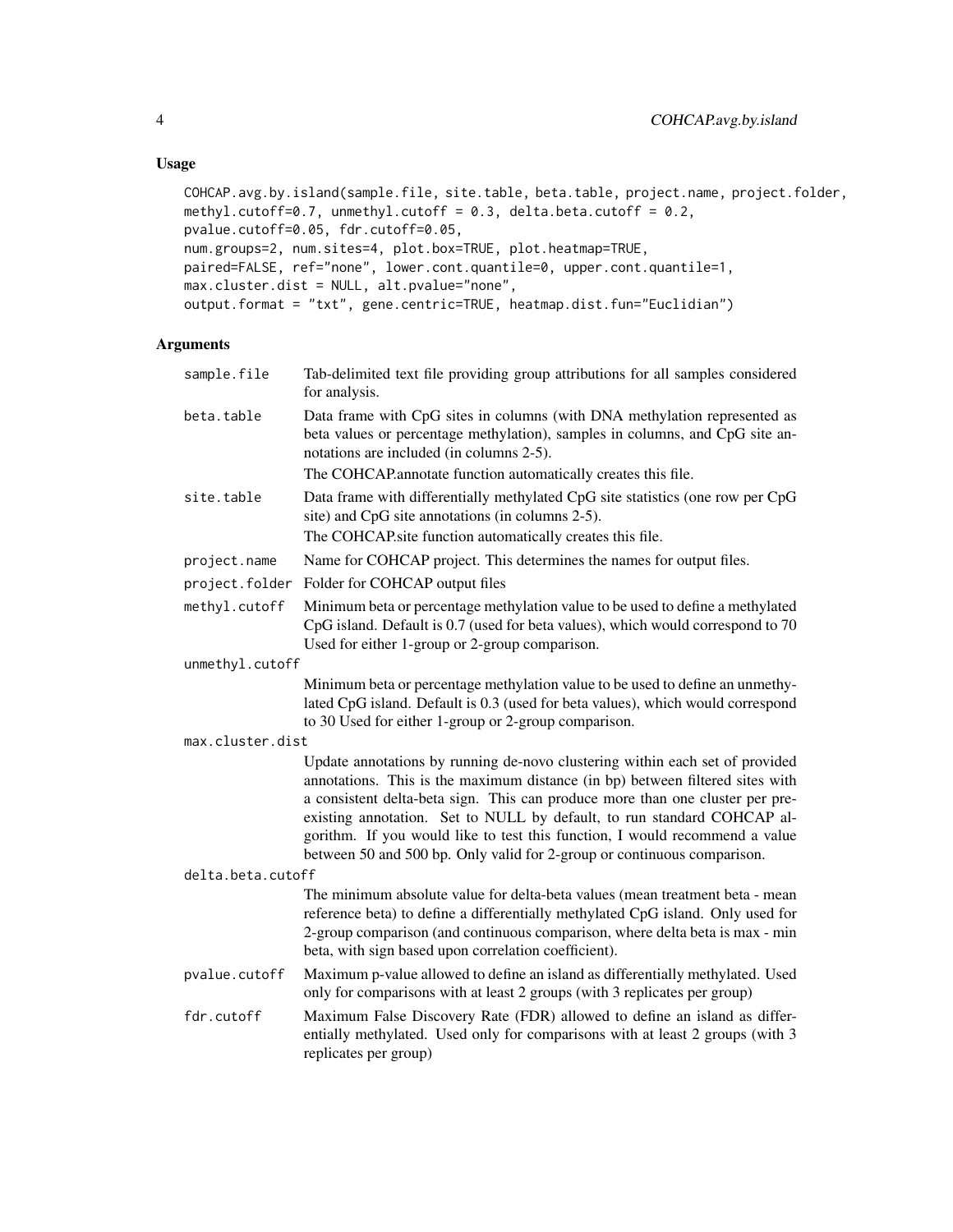## Usage

```
COHCAP.avg.by.island(sample.file, site.table, beta.table, project.name, project.folder,
methyl.cutoff=0.7, unmethyl.cutoff = 0.3, delta.beta.cutoff = 0.2,
pvalue.cutoff=0.05, fdr.cutoff=0.05,
num.groups=2, num.sites=4, plot.box=TRUE, plot.heatmap=TRUE,
paired=FALSE, ref="none", lower.cont.quantile=0, upper.cont.quantile=1,
max.cluster.dist = NULL, alt.pvalue="none",
output.format = "txt", gene.centric=TRUE, heatmap.dist.fun="Euclidian")
```

## Arguments

`sample.file`
: Tab-delimited text file providing group attributions for all samples considered for analysis.

`beta.table`
: Data frame with CpG sites in columns (with DNA methylation represented as beta values or percentage methylation), samples in columns, and CpG site annotations are included (in columns 2-5).

  The COHCAP.annotate function automatically creates this file.

`site.table`
: Data frame with differentially methylated CpG site statistics (one row per CpG site) and CpG site annotations (in columns 2-5).

  The COHCAP.site function automatically creates this file.

`project.name`
: Name for COHCAP project. This determines the names for output files.

`project.folder`
: Folder for COHCAP output files

`methyl.cutoff`
: Minimum beta or percentage methylation value to be used to define a methylated CpG island. Default is 0.7 (used for beta values), which would correspond to 70 Used for either 1-group or 2-group comparison.

`unmethyl.cutoff`
: Minimum beta or percentage methylation value to be used to define an unmethylated CpG island. Default is 0.3 (used for beta values), which would correspond to 30 Used for either 1-group or 2-group comparison.

`max.cluster.dist`
: Update annotations by running de-novo clustering within each set of provided annotations. This is the maximum distance (in bp) between filtered sites with a consistent delta-beta sign. This can produce more than one cluster per preexisting annotation. Set to NULL by default, to run standard COHCAP algorithm. If you would like to test this function, I would recommend a value between 50 and 500 bp. Only valid for 2-group or continuous comparison.

`delta.beta.cutoff`
: The minimum absolute value for delta-beta values (mean treatment beta - mean reference beta) to define a differentially methylated CpG island. Only used for 2-group comparison (and continuous comparison, where delta beta is max - min beta, with sign based upon correlation coefficient).

`pvalue.cutoff`
: Maximum p-value allowed to define an island as differentially methylated. Used only for comparisons with at least 2 groups (with 3 replicates per group)

`fdr.cutoff`
: Maximum False Discovery Rate (FDR) allowed to define an island as differentially methylated. Used only for comparisons with at least 2 groups (with 3 replicates per group)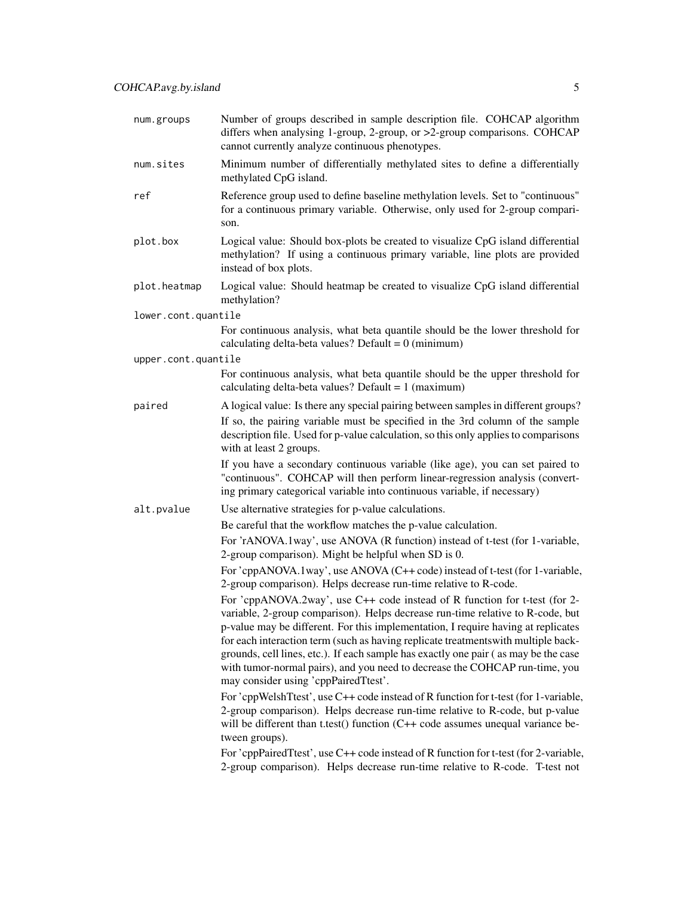`num.groups`
: Number of groups described in sample description file. COHCAP algorithm differs when analysing 1-group, 2-group, or >2-group comparisons. COHCAP cannot currently analyze continuous phenotypes.

`num.sites`
: Minimum number of differentially methylated sites to define a differentially methylated CpG island.

`ref`
: Reference group used to define baseline methylation levels. Set to "continuous" for a continuous primary variable. Otherwise, only used for 2-group comparison.

`plot.box`
: Logical value: Should box-plots be created to visualize CpG island differential methylation? If using a continuous primary variable, line plots are provided instead of box plots.

`plot.heatmap`
: Logical value: Should heatmap be created to visualize CpG island differential methylation?

`lower.cont.quantile`
: For continuous analysis, what beta quantile should be the lower threshold for calculating delta-beta values? Default = 0 (minimum)

`upper.cont.quantile`
: For continuous analysis, what beta quantile should be the upper threshold for calculating delta-beta values? Default = 1 (maximum)

`paired`
: A logical value: Is there any special pairing between samples in different groups? If so, the pairing variable must be specified in the 3rd column of the sample description file. Used for p-value calculation, so this only applies to comparisons with at least 2 groups.

  If you have a secondary continuous variable (like age), you can set paired to "continuous". COHCAP will then perform linear-regression analysis (converting primary categorical variable into continuous variable, if necessary)

`alt.pvalue`
: Use alternative strategies for p-value calculations.

  Be careful that the workflow matches the p-value calculation.

  For 'rANOVA.1way', use ANOVA (R function) instead of t-test (for 1-variable, 2-group comparison). Might be helpful when SD is 0.

  For 'cppANOVA.1way', use ANOVA (C++ code) instead of t-test (for 1-variable, 2-group comparison). Helps decrease run-time relative to R-code.

  For 'cppANOVA.2way', use C++ code instead of R function for t-test (for 2-variable, 2-group comparison). Helps decrease run-time relative to R-code, but p-value may be different. For this implementation, I require having at replicates for each interaction term (such as having replicate treatmentswith multiple backgrounds, cell lines, etc.). If each sample has exactly one pair ( as may be the case with tumor-normal pairs), and you need to decrease the COHCAP run-time, you may consider using 'cppPairedTtest'.

  For 'cppWelshTtest', use C++ code instead of R function for t-test (for 1-variable, 2-group comparison). Helps decrease run-time relative to R-code, but p-value will be different than t.test() function (C++ code assumes unequal variance between groups).

  For 'cppPairedTtest', use C++ code instead of R function for t-test (for 2-variable, 2-group comparison). Helps decrease run-time relative to R-code. T-test not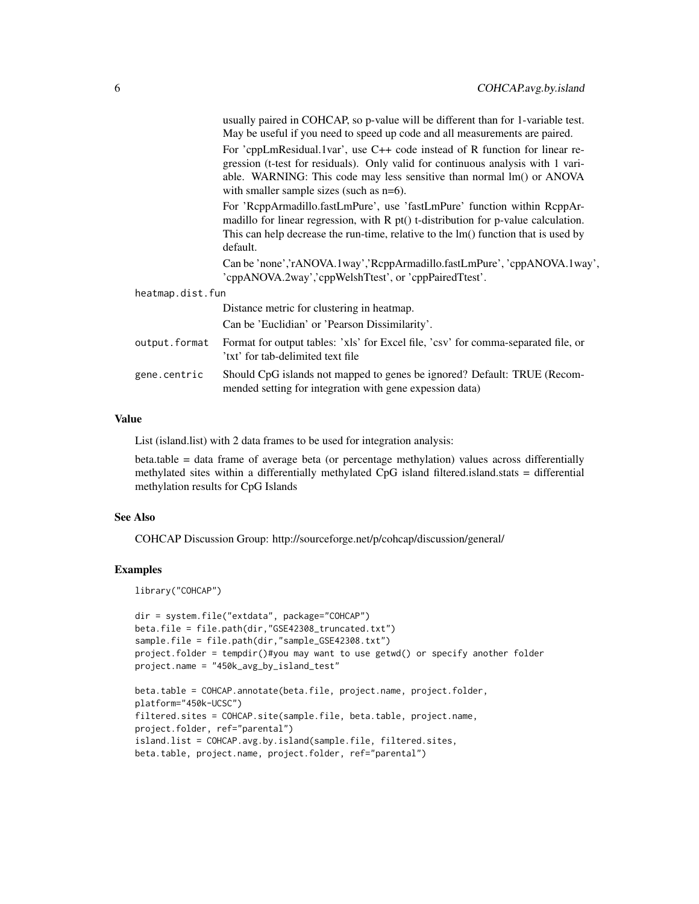usually paired in COHCAP, so p-value will be different than for 1-variable test. May be useful if you need to speed up code and all measurements are paired.

For 'cppLmResidual.1var', use C++ code instead of R function for linear regression (t-test for residuals). Only valid for continuous analysis with 1 variable. WARNING: This code may less sensitive than normal lm() or ANOVA with smaller sample sizes (such as n=6).

For 'RcppArmadillo.fastLmPure', use 'fastLmPure' function within RcppArmadillo for linear regression, with R pt() t-distribution for p-value calculation. This can help decrease the run-time, relative to the lm() function that is used by default.

Can be 'none','rANOVA.1way','RcppArmadillo.fastLmPure', 'cppANOVA.1way', 'cppANOVA.2way','cppWelshTtest', or 'cppPairedTtest'.

`heatmap.dist.fun`
: Distance metric for clustering in heatmap.

  Can be 'Euclidian' or 'Pearson Dissimilarity'.

`output.format`
: Format for output tables: 'xls' for Excel file, 'csv' for comma-separated file, or 'txt' for tab-delimited text file

`gene.centric`
: Should CpG islands not mapped to genes be ignored? Default: TRUE (Recommended setting for integration with gene expression data)

## Value

List (island.list) with 2 data frames to be used for integration analysis:

beta.table = data frame of average beta (or percentage methylation) values across differentially methylated sites within a differentially methylated CpG island filtered.island.stats = differential methylation results for CpG Islands

## See Also

COHCAP Discussion Group: http://sourceforge.net/p/cohcap/discussion/general/

## Examples

```
library("COHCAP")

dir = system.file("extdata", package="COHCAP")
beta.file = file.path(dir,"GSE42308_truncated.txt")
sample.file = file.path(dir,"sample_GSE42308.txt")
project.folder = tempdir()#you may want to use getwd() or specify another folder
project.name = "450k_avg_by_island_test"

beta.table = COHCAP.annotate(beta.file, project.name, project.folder,
platform="450k-UCSC")
filtered.sites = COHCAP.site(sample.file, beta.table, project.name,
project.folder, ref="parental")
island.list = COHCAP.avg.by.island(sample.file, filtered.sites,
beta.table, project.name, project.folder, ref="parental")
```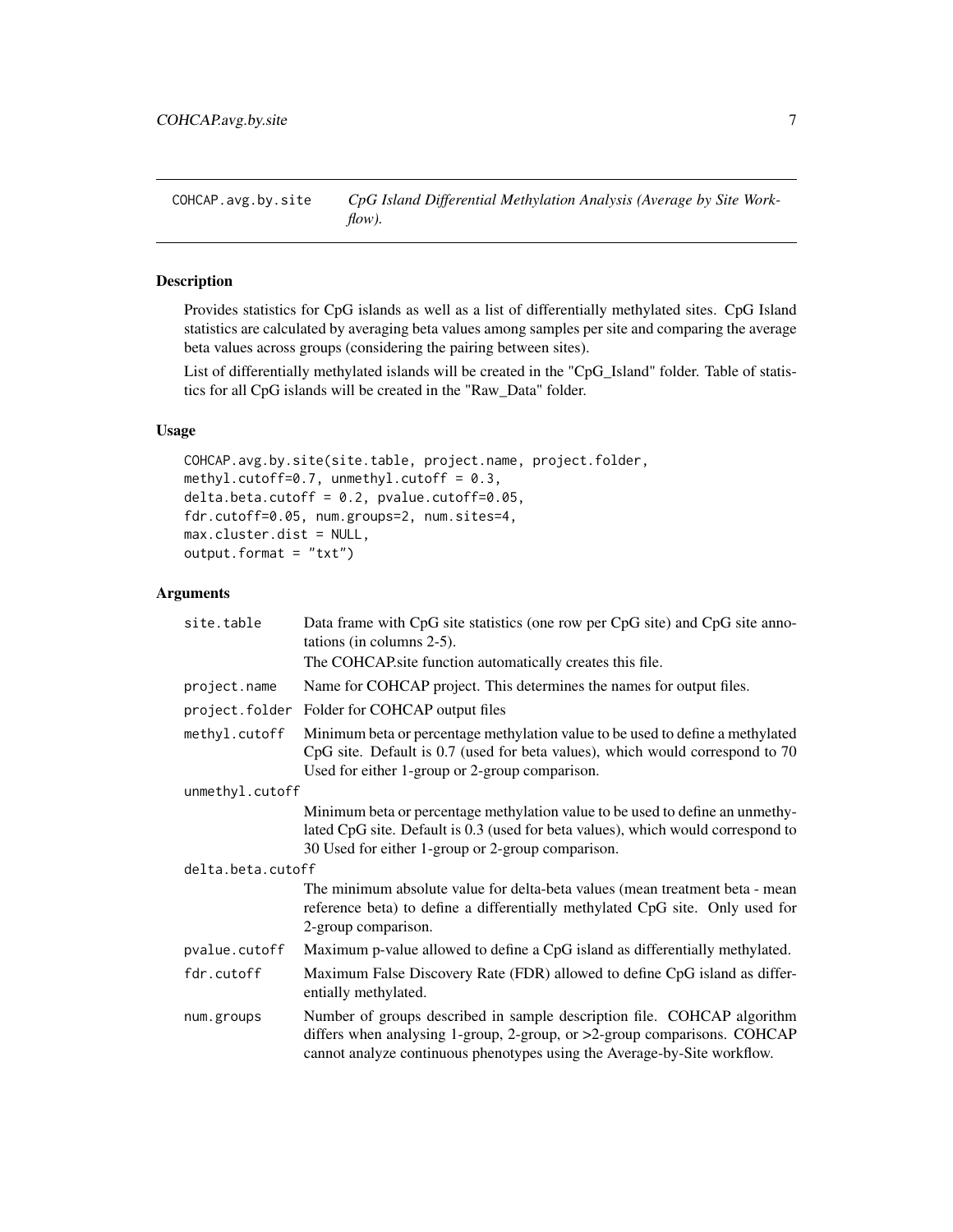# COHCAP.avg.by.site — *CpG Island Differential Methylation Analysis (Average by Site Workflow).*

## Description

Provides statistics for CpG islands as well as a list of differentially methylated sites. CpG Island statistics are calculated by averaging beta values among samples per site and comparing the average beta values across groups (considering the pairing between sites).

List of differentially methylated islands will be created in the "CpG_Island" folder. Table of statistics for all CpG islands will be created in the "Raw_Data" folder.

## Usage

```
COHCAP.avg.by.site(site.table, project.name, project.folder,
methyl.cutoff=0.7, unmethyl.cutoff = 0.3,
delta.beta.cutoff = 0.2, pvalue.cutoff=0.05,
fdr.cutoff=0.05, num.groups=2, num.sites=4,
max.cluster.dist = NULL,
output.format = "txt")
```

## Arguments

| | |
|---|---|
| `site.table` | Data frame with CpG site statistics (one row per CpG site) and CpG site annotations (in columns 2-5). The COHCAP.site function automatically creates this file. |
| `project.name` | Name for COHCAP project. This determines the names for output files. |
| `project.folder` | Folder for COHCAP output files |
| `methyl.cutoff` | Minimum beta or percentage methylation value to be used to define a methylated CpG site. Default is 0.7 (used for beta values), which would correspond to 70 Used for either 1-group or 2-group comparison. |
| `unmethyl.cutoff` | Minimum beta or percentage methylation value to be used to define an unmethylated CpG site. Default is 0.3 (used for beta values), which would correspond to 30 Used for either 1-group or 2-group comparison. |
| `delta.beta.cutoff` | The minimum absolute value for delta-beta values (mean treatment beta - mean reference beta) to define a differentially methylated CpG site. Only used for 2-group comparison. |
| `pvalue.cutoff` | Maximum p-value allowed to define a CpG island as differentially methylated. |
| `fdr.cutoff` | Maximum False Discovery Rate (FDR) allowed to define CpG island as differentially methylated. |
| `num.groups` | Number of groups described in sample description file. COHCAP algorithm differs when analysing 1-group, 2-group, or >2-group comparisons. COHCAP cannot analyze continuous phenotypes using the Average-by-Site workflow. |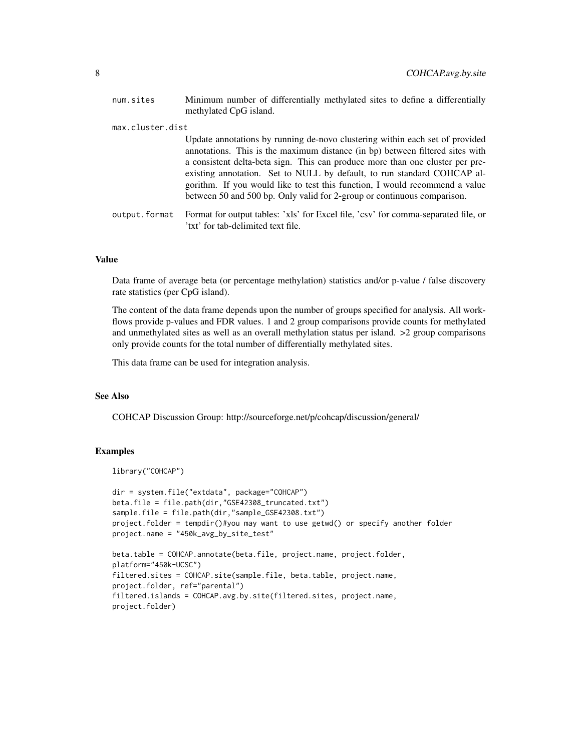num.sites
: Minimum number of differentially methylated sites to define a differentially methylated CpG island.

max.cluster.dist
: Update annotations by running de-novo clustering within each set of provided annotations. This is the maximum distance (in bp) between filtered sites with a consistent delta-beta sign. This can produce more than one cluster per pre-existing annotation. Set to NULL by default, to run standard COHCAP algorithm. If you would like to test this function, I would recommend a value between 50 and 500 bp. Only valid for 2-group or continuous comparison.

output.format
: Format for output tables: 'xls' for Excel file, 'csv' for comma-separated file, or 'txt' for tab-delimited text file.

## Value

Data frame of average beta (or percentage methylation) statistics and/or p-value / false discovery rate statistics (per CpG island).

The content of the data frame depends upon the number of groups specified for analysis. All workflows provide p-values and FDR values. 1 and 2 group comparisons provide counts for methylated and unmethylated sites as well as an overall methylation status per island. >2 group comparisons only provide counts for the total number of differentially methylated sites.

This data frame can be used for integration analysis.

## See Also

COHCAP Discussion Group: http://sourceforge.net/p/cohcap/discussion/general/

## Examples

```
library("COHCAP")

dir = system.file("extdata", package="COHCAP")
beta.file = file.path(dir,"GSE42308_truncated.txt")
sample.file = file.path(dir,"sample_GSE42308.txt")
project.folder = tempdir()#you may want to use getwd() or specify another folder
project.name = "450k_avg_by_site_test"

beta.table = COHCAP.annotate(beta.file, project.name, project.folder,
platform="450k-UCSC")
filtered.sites = COHCAP.site(sample.file, beta.table, project.name,
project.folder, ref="parental")
filtered.islands = COHCAP.avg.by.site(filtered.sites, project.name,
project.folder)
```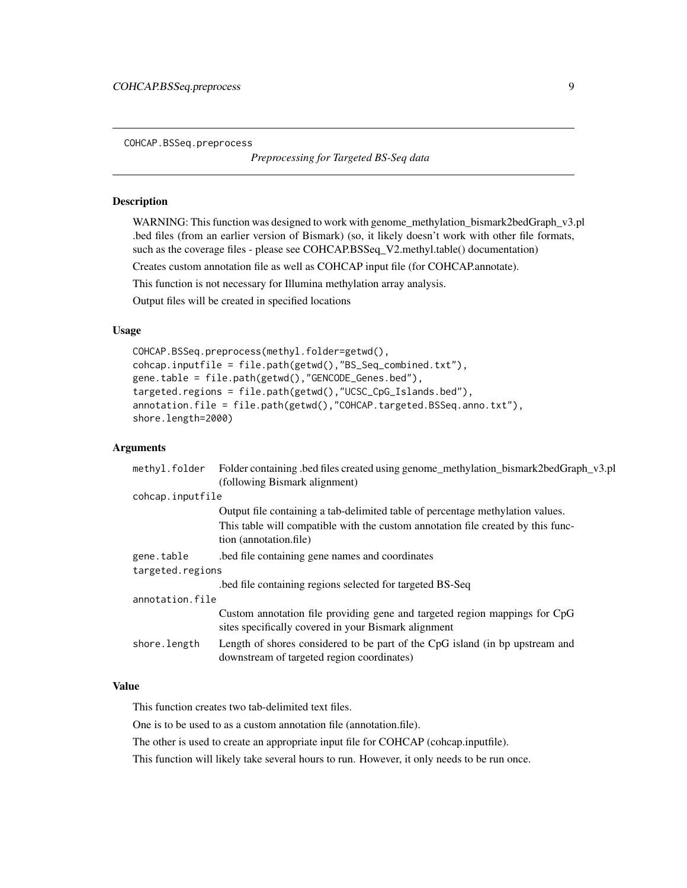COHCAP.BSSeq.preprocess

*Preprocessing for Targeted BS-Seq data*

### Description

WARNING: This function was designed to work with genome_methylation_bismark2bedGraph_v3.pl .bed files (from an earlier version of Bismark) (so, it likely doesn't work with other file formats, such as the coverage files - please see COHCAP.BSSeq_V2.methyl.table() documentation)

Creates custom annotation file as well as COHCAP input file (for COHCAP.annotate).

This function is not necessary for Illumina methylation array analysis.

Output files will be created in specified locations

### Usage

```
COHCAP.BSSeq.preprocess(methyl.folder=getwd(),
cohcap.inputfile = file.path(getwd(),"BS_Seq_combined.txt"),
gene.table = file.path(getwd(),"GENCODE_Genes.bed"),
targeted.regions = file.path(getwd(),"UCSC_CpG_Islands.bed"),
annotation.file = file.path(getwd(),"COHCAP.targeted.BSSeq.anno.txt"),
shore.length=2000)
```

### Arguments

`methyl.folder` Folder containing .bed files created using genome_methylation_bismark2bedGraph_v3.pl (following Bismark alignment)

`cohcap.inputfile` Output file containing a tab-delimited table of percentage methylation values. This table will compatible with the custom annotation file created by this function (annotation.file)

`gene.table` .bed file containing gene names and coordinates

`targeted.regions` .bed file containing regions selected for targeted BS-Seq

`annotation.file` Custom annotation file providing gene and targeted region mappings for CpG sites specifically covered in your Bismark alignment

`shore.length` Length of shores considered to be part of the CpG island (in bp upstream and downstream of targeted region coordinates)

### Value

This function creates two tab-delimited text files.

One is to be used to as a custom annotation file (annotation.file).

The other is used to create an appropriate input file for COHCAP (cohcap.inputfile).

This function will likely take several hours to run. However, it only needs to be run once.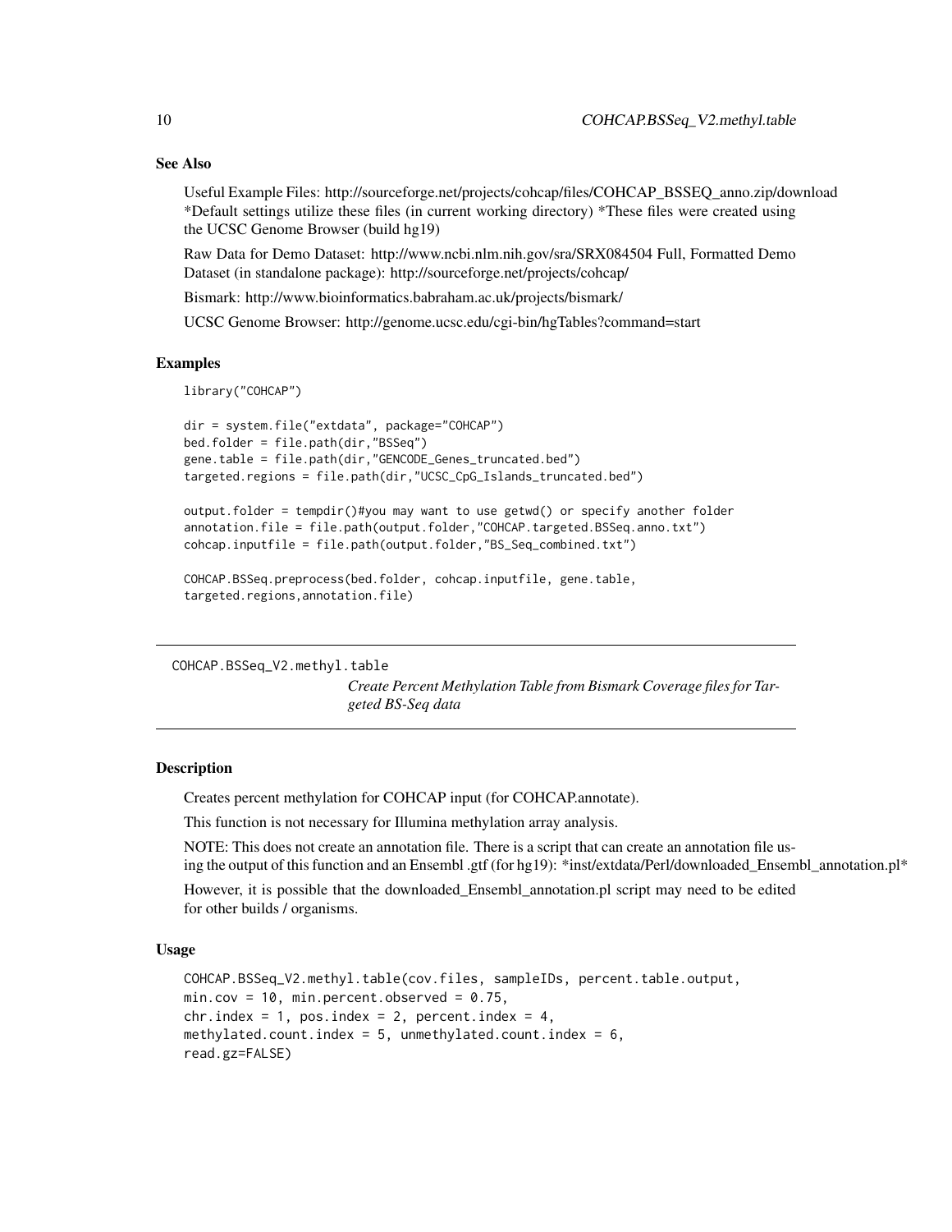### See Also

Useful Example Files: http://sourceforge.net/projects/cohcap/files/COHCAP_BSSEQ_anno.zip/download *Default settings utilize these files (in current working directory) *These files were created using the UCSC Genome Browser (build hg19)

Raw Data for Demo Dataset: http://www.ncbi.nlm.nih.gov/sra/SRX084504 Full, Formatted Demo Dataset (in standalone package): http://sourceforge.net/projects/cohcap/

Bismark: http://www.bioinformatics.babraham.ac.uk/projects/bismark/

UCSC Genome Browser: http://genome.ucsc.edu/cgi-bin/hgTables?command=start

### Examples

```
library("COHCAP")

dir = system.file("extdata", package="COHCAP")
bed.folder = file.path(dir,"BSSeq")
gene.table = file.path(dir,"GENCODE_Genes_truncated.bed")
targeted.regions = file.path(dir,"UCSC_CpG_Islands_truncated.bed")

output.folder = tempdir()#you may want to use getwd() or specify another folder
annotation.file = file.path(output.folder,"COHCAP.targeted.BSSeq.anno.txt")
cohcap.inputfile = file.path(output.folder,"BS_Seq_combined.txt")

COHCAP.BSSeq.preprocess(bed.folder, cohcap.inputfile, gene.table,
targeted.regions,annotation.file)
```

---

## COHCAP.BSSeq_V2.methyl.table

*Create Percent Methylation Table from Bismark Coverage files for Targeted BS-Seq data*

---

### Description

Creates percent methylation for COHCAP input (for COHCAP.annotate).

This function is not necessary for Illumina methylation array analysis.

NOTE: This does not create an annotation file. There is a script that can create an annotation file using the output of this function and an Ensembl .gtf (for hg19): *inst/extdata/Perl/downloaded_Ensembl_annotation.pl*

However, it is possible that the downloaded_Ensembl_annotation.pl script may need to be edited for other builds / organisms.

### Usage

```
COHCAP.BSSeq_V2.methyl.table(cov.files, sampleIDs, percent.table.output,
min.cov = 10, min.percent.observed = 0.75,
chr.index = 1, pos.index = 2, percent.index = 4,
methylated.count.index = 5, unmethylated.count.index = 6,
read.gz=FALSE)
```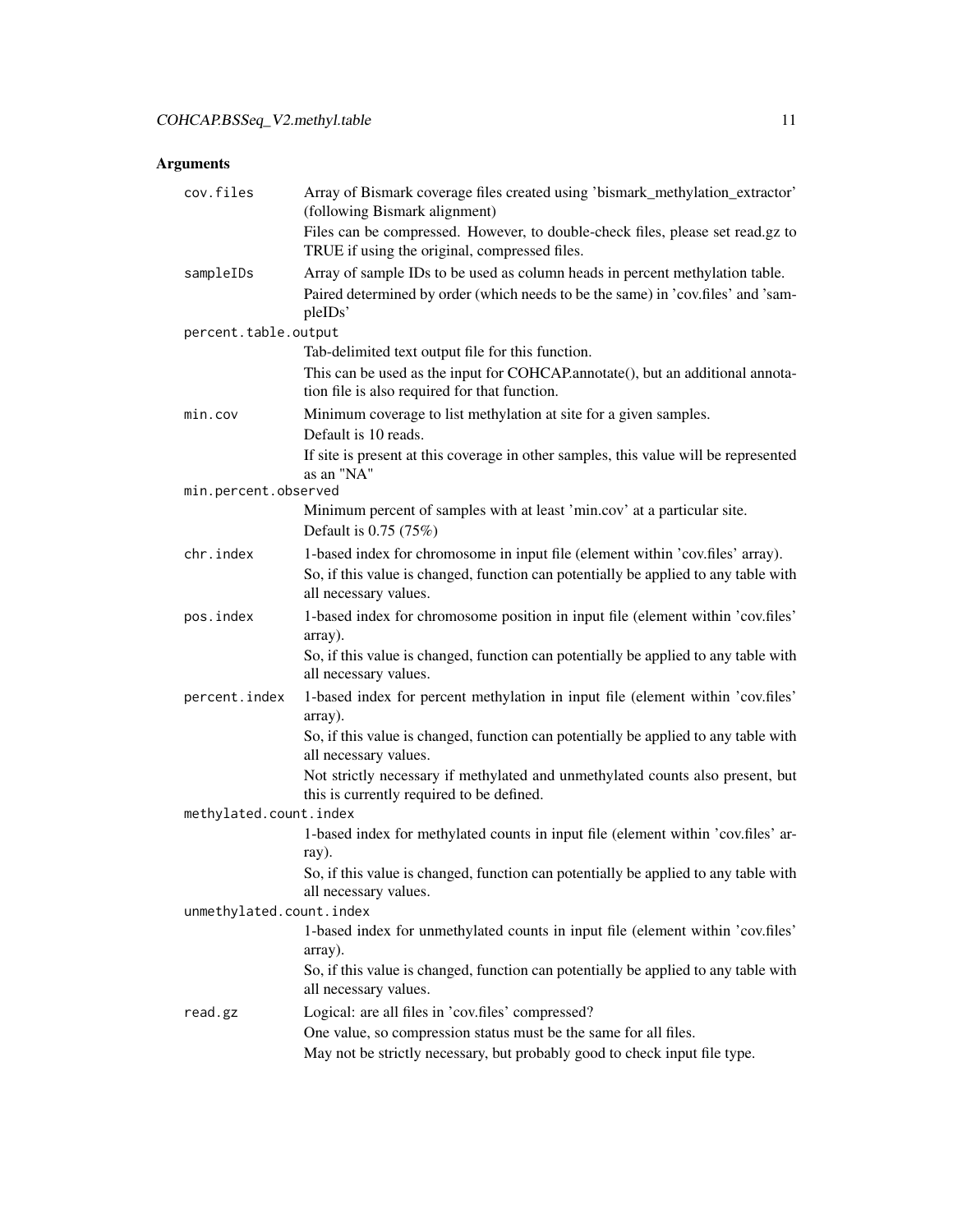## Arguments

`cov.files`
: Array of Bismark coverage files created using 'bismark_methylation_extractor' (following Bismark alignment)
  Files can be compressed. However, to double-check files, please set read.gz to TRUE if using the original, compressed files.

`sampleIDs`
: Array of sample IDs to be used as column heads in percent methylation table.
  Paired determined by order (which needs to be the same) in 'cov.files' and 'sampleIDs'

`percent.table.output`
: Tab-delimited text output file for this function.
  This can be used as the input for COHCAP.annotate(), but an additional annotation file is also required for that function.

`min.cov`
: Minimum coverage to list methylation at site for a given samples.
  Default is 10 reads.
  If site is present at this coverage in other samples, this value will be represented as an "NA"

`min.percent.observed`
: Minimum percent of samples with at least 'min.cov' at a particular site.
  Default is 0.75 (75%)

`chr.index`
: 1-based index for chromosome in input file (element within 'cov.files' array).
  So, if this value is changed, function can potentially be applied to any table with all necessary values.

`pos.index`
: 1-based index for chromosome position in input file (element within 'cov.files' array).
  So, if this value is changed, function can potentially be applied to any table with all necessary values.

`percent.index`
: 1-based index for percent methylation in input file (element within 'cov.files' array).
  So, if this value is changed, function can potentially be applied to any table with all necessary values.
  Not strictly necessary if methylated and unmethylated counts also present, but this is currently required to be defined.

`methylated.count.index`
: 1-based index for methylated counts in input file (element within 'cov.files' array).
  So, if this value is changed, function can potentially be applied to any table with all necessary values.

`unmethylated.count.index`
: 1-based index for unmethylated counts in input file (element within 'cov.files' array).
  So, if this value is changed, function can potentially be applied to any table with all necessary values.

`read.gz`
: Logical: are all files in 'cov.files' compressed?
  One value, so compression status must be the same for all files.
  May not be strictly necessary, but probably good to check input file type.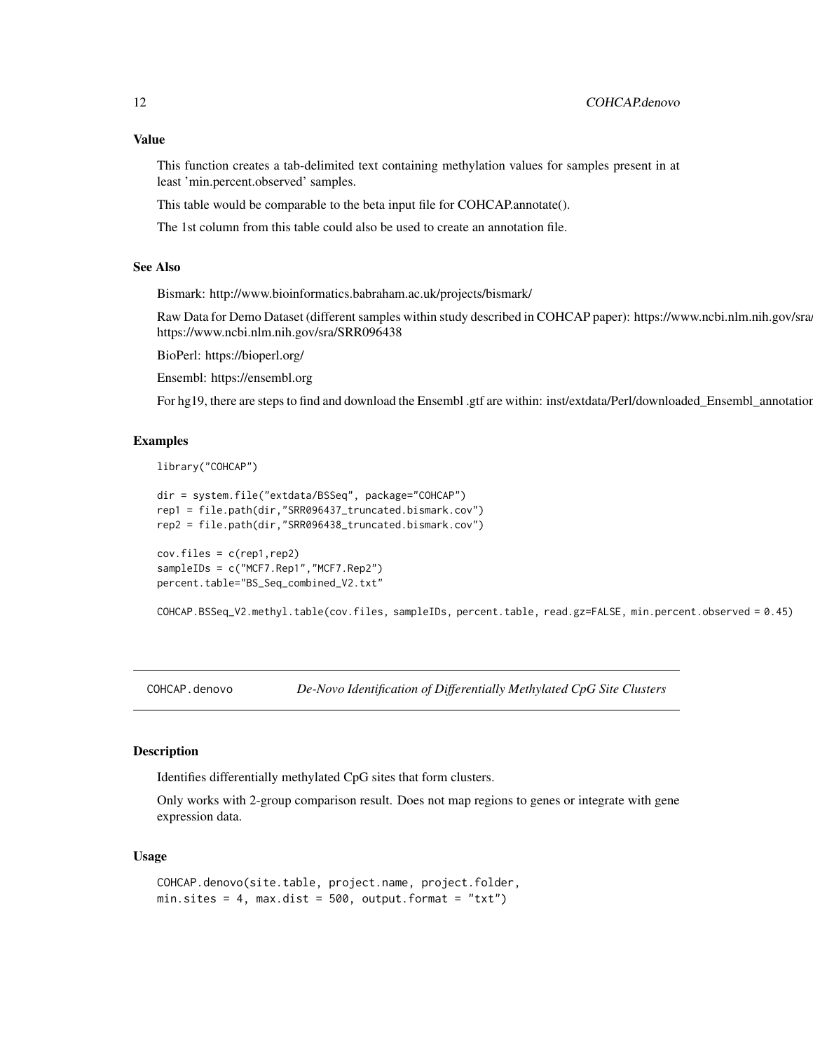### Value

This function creates a tab-delimited text containing methylation values for samples present in at least 'min.percent.observed' samples.

This table would be comparable to the beta input file for COHCAP.annotate().

The 1st column from this table could also be used to create an annotation file.

### See Also

Bismark: http://www.bioinformatics.babraham.ac.uk/projects/bismark/

Raw Data for Demo Dataset (different samples within study described in COHCAP paper): https://www.ncbi.nlm.nih.gov/sra/ https://www.ncbi.nlm.nih.gov/sra/SRR096438

BioPerl: https://bioperl.org/

Ensembl: https://ensembl.org

For hg19, there are steps to find and download the Ensembl .gtf are within: inst/extdata/Perl/downloaded_Ensembl_annotation

### Examples

```
library("COHCAP")

dir = system.file("extdata/BSSeq", package="COHCAP")
rep1 = file.path(dir,"SRR096437_truncated.bismark.cov")
rep2 = file.path(dir,"SRR096438_truncated.bismark.cov")

cov.files = c(rep1,rep2)
sampleIDs = c("MCF7.Rep1","MCF7.Rep2")
percent.table="BS_Seq_combined_V2.txt"

COHCAP.BSSeq_V2.methyl.table(cov.files, sampleIDs, percent.table, read.gz=FALSE, min.percent.observed = 0.45)
```

---

## COHCAP.denovo *De-Novo Identification of Differentially Methylated CpG Site Clusters*

### Description

Identifies differentially methylated CpG sites that form clusters.

Only works with 2-group comparison result. Does not map regions to genes or integrate with gene expression data.

### Usage

```
COHCAP.denovo(site.table, project.name, project.folder,
min.sites = 4, max.dist = 500, output.format = "txt")
```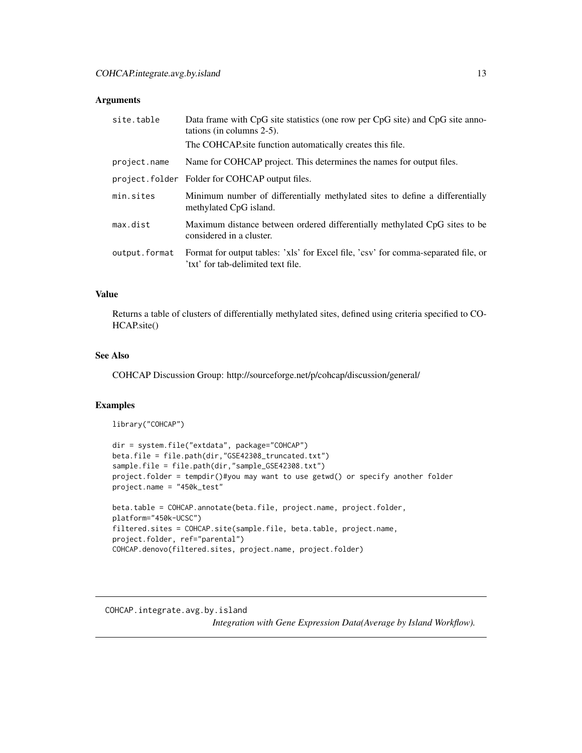## Arguments

| | |
|---|---|
| site.table | Data frame with CpG site statistics (one row per CpG site) and CpG site annotations (in columns 2-5). The COHCAP.site function automatically creates this file. |
| project.name | Name for COHCAP project. This determines the names for output files. |
| project.folder | Folder for COHCAP output files. |
| min.sites | Minimum number of differentially methylated sites to define a differentially methylated CpG island. |
| max.dist | Maximum distance between ordered differentially methylated CpG sites to be considered in a cluster. |
| output.format | Format for output tables: 'xls' for Excel file, 'csv' for comma-separated file, or 'txt' for tab-delimited text file. |

## Value

Returns a table of clusters of differentially methylated sites, defined using criteria specified to COHCAP.site()

## See Also

COHCAP Discussion Group: http://sourceforge.net/p/cohcap/discussion/general/

## Examples

```
library("COHCAP")

dir = system.file("extdata", package="COHCAP")
beta.file = file.path(dir,"GSE42308_truncated.txt")
sample.file = file.path(dir,"sample_GSE42308.txt")
project.folder = tempdir()#you may want to use getwd() or specify another folder
project.name = "450k_test"

beta.table = COHCAP.annotate(beta.file, project.name, project.folder,
platform="450k-UCSC")
filtered.sites = COHCAP.site(sample.file, beta.table, project.name,
project.folder, ref="parental")
COHCAP.denovo(filtered.sites, project.name, project.folder)
```

---

# COHCAP.integrate.avg.by.island

*Integration with Gene Expression Data(Average by Island Workflow).*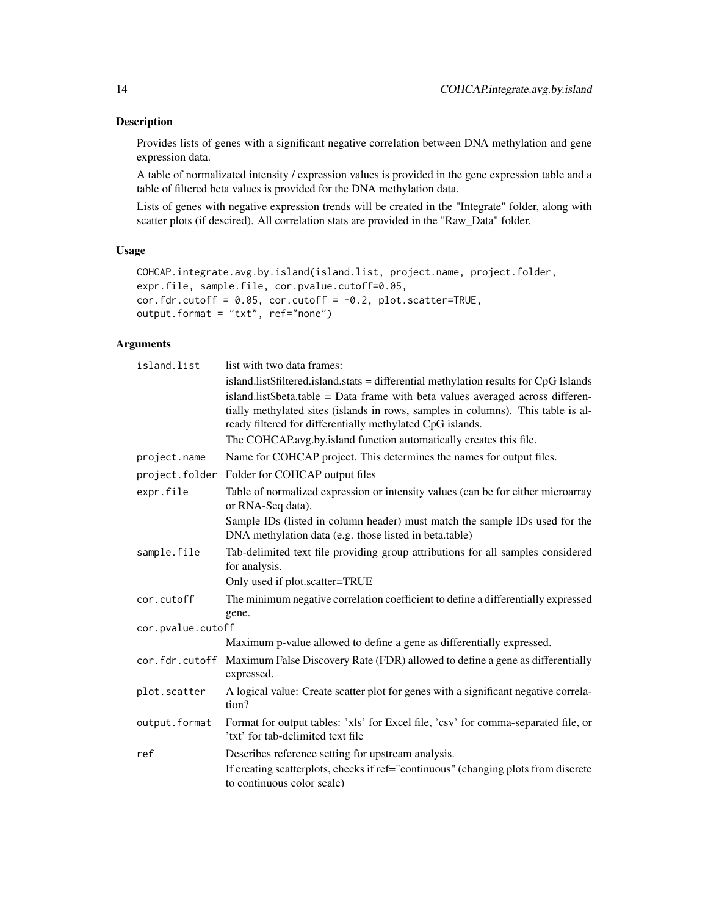## Description

Provides lists of genes with a significant negative correlation between DNA methylation and gene expression data.

A table of normalizated intensity / expression values is provided in the gene expression table and a table of filtered beta values is provided for the DNA methylation data.

Lists of genes with negative expression trends will be created in the "Integrate" folder, along with scatter plots (if descired). All correlation stats are provided in the "Raw_Data" folder.

## Usage

```
COHCAP.integrate.avg.by.island(island.list, project.name, project.folder,
expr.file, sample.file, cor.pvalue.cutoff=0.05,
cor.fdr.cutoff = 0.05, cor.cutoff = -0.2, plot.scatter=TRUE,
output.format = "txt", ref="none")
```

## Arguments

| Argument | Description |
|---|---|
| `island.list` | list with two data frames:<br>island.list$filtered.island.stats = differential methylation results for CpG Islands<br>island.list$beta.table = Data frame with beta values averaged across differentially methylated sites (islands in rows, samples in columns). This table is already filtered for differentially methylated CpG islands.<br>The COHCAP.avg.by.island function automatically creates this file. |
| `project.name` | Name for COHCAP project. This determines the names for output files. |
| `project.folder` | Folder for COHCAP output files |
| `expr.file` | Table of normalized expression or intensity values (can be for either microarray or RNA-Seq data).<br>Sample IDs (listed in column header) must match the sample IDs used for the DNA methylation data (e.g. those listed in beta.table) |
| `sample.file` | Tab-delimited text file providing group attributions for all samples considered for analysis.<br>Only used if plot.scatter=TRUE |
| `cor.cutoff` | The minimum negative correlation coefficient to define a differentially expressed gene. |
| `cor.pvalue.cutoff` | Maximum p-value allowed to define a gene as differentially expressed. |
| `cor.fdr.cutoff` | Maximum False Discovery Rate (FDR) allowed to define a gene as differentially expressed. |
| `plot.scatter` | A logical value: Create scatter plot for genes with a significant negative correlation? |
| `output.format` | Format for output tables: 'xls' for Excel file, 'csv' for comma-separated file, or 'txt' for tab-delimited text file |
| `ref` | Describes reference setting for upstream analysis.<br>If creating scatterplots, checks if ref="continuous" (changing plots from discrete to continuous color scale) |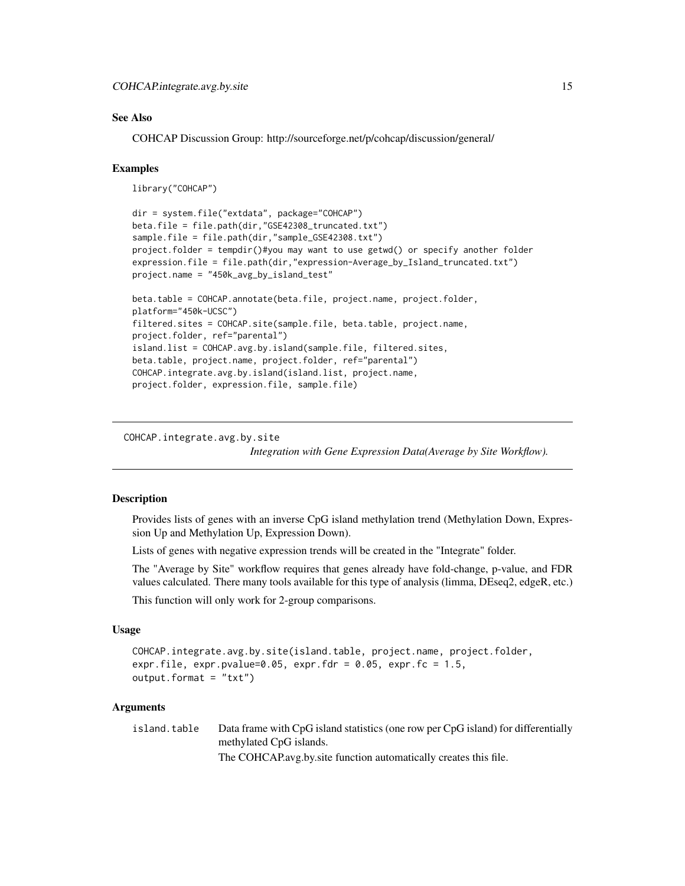## See Also

COHCAP Discussion Group: http://sourceforge.net/p/cohcap/discussion/general/

## Examples

```
library("COHCAP")

dir = system.file("extdata", package="COHCAP")
beta.file = file.path(dir,"GSE42308_truncated.txt")
sample.file = file.path(dir,"sample_GSE42308.txt")
project.folder = tempdir()#you may want to use getwd() or specify another folder
expression.file = file.path(dir,"expression-Average_by_Island_truncated.txt")
project.name = "450k_avg_by_island_test"

beta.table = COHCAP.annotate(beta.file, project.name, project.folder,
platform="450k-UCSC")
filtered.sites = COHCAP.site(sample.file, beta.table, project.name,
project.folder, ref="parental")
island.list = COHCAP.avg.by.island(sample.file, filtered.sites,
beta.table, project.name, project.folder, ref="parental")
COHCAP.integrate.avg.by.island(island.list, project.name,
project.folder, expression.file, sample.file)
```

---

# COHCAP.integrate.avg.by.site

*Integration with Gene Expression Data(Average by Site Workflow).*

---

## Description

Provides lists of genes with an inverse CpG island methylation trend (Methylation Down, Expression Up and Methylation Up, Expression Down).

Lists of genes with negative expression trends will be created in the "Integrate" folder.

The "Average by Site" workflow requires that genes already have fold-change, p-value, and FDR values calculated. There many tools available for this type of analysis (limma, DEseq2, edgeR, etc.)

This function will only work for 2-group comparisons.

## Usage

```
COHCAP.integrate.avg.by.site(island.table, project.name, project.folder,
expr.file, expr.pvalue=0.05, expr.fdr = 0.05, expr.fc = 1.5,
output.format = "txt")
```

## Arguments

| | |
|---|---|
| `island.table` | Data frame with CpG island statistics (one row per CpG island) for differentially methylated CpG islands. <br> The COHCAP.avg.by.site function automatically creates this file. |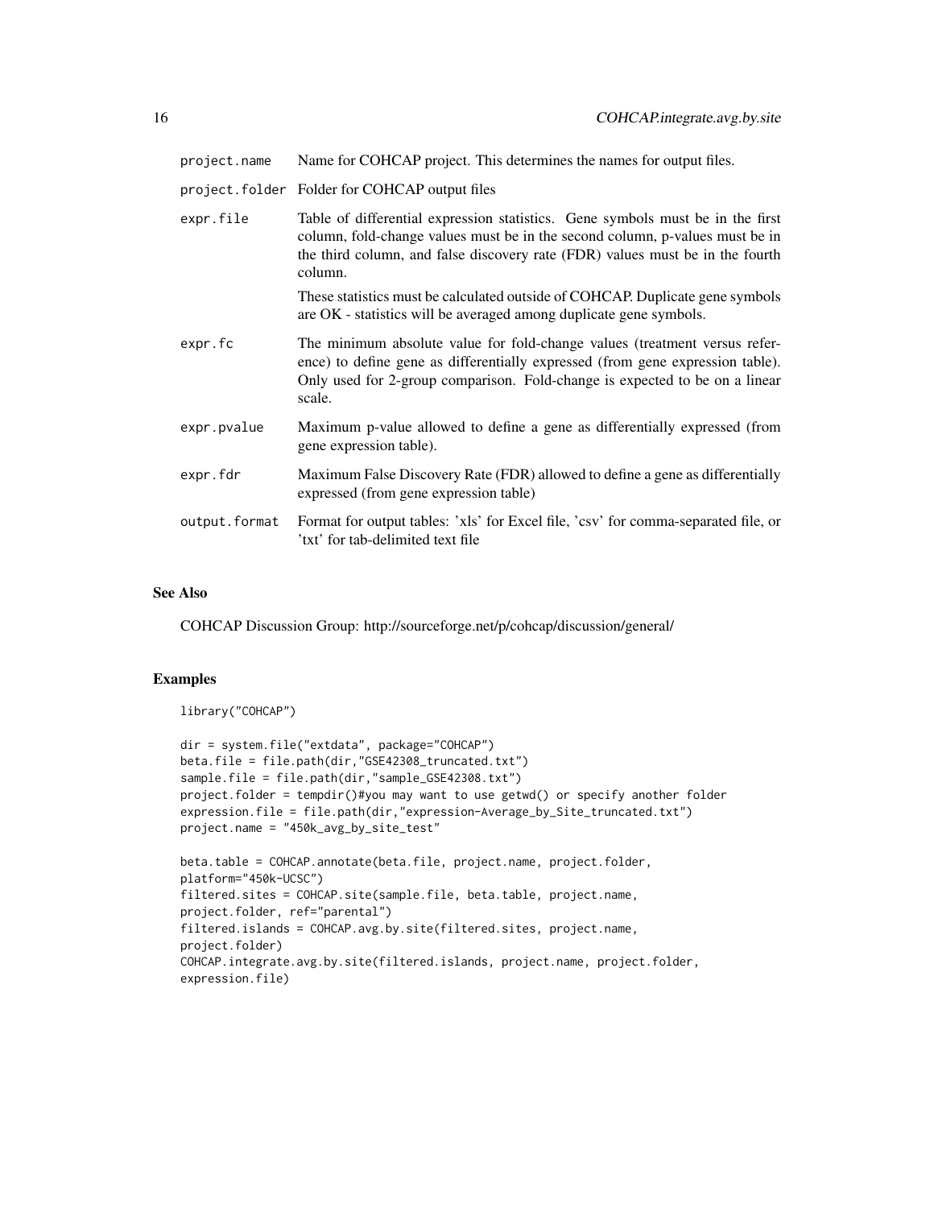| | |
|---|---|
| project.name | Name for COHCAP project. This determines the names for output files. |
| project.folder | Folder for COHCAP output files |
| expr.file | Table of differential expression statistics. Gene symbols must be in the first column, fold-change values must be in the second column, p-values must be in the third column, and false discovery rate (FDR) values must be in the fourth column.<br><br>These statistics must be calculated outside of COHCAP. Duplicate gene symbols are OK - statistics will be averaged among duplicate gene symbols. |
| expr.fc | The minimum absolute value for fold-change values (treatment versus reference) to define gene as differentially expressed (from gene expression table). Only used for 2-group comparison. Fold-change is expected to be on a linear scale. |
| expr.pvalue | Maximum p-value allowed to define a gene as differentially expressed (from gene expression table). |
| expr.fdr | Maximum False Discovery Rate (FDR) allowed to define a gene as differentially expressed (from gene expression table) |
| output.format | Format for output tables: 'xls' for Excel file, 'csv' for comma-separated file, or 'txt' for tab-delimited text file |

## See Also

COHCAP Discussion Group: http://sourceforge.net/p/cohcap/discussion/general/

## Examples

```
library("COHCAP")

dir = system.file("extdata", package="COHCAP")
beta.file = file.path(dir,"GSE42308_truncated.txt")
sample.file = file.path(dir,"sample_GSE42308.txt")
project.folder = tempdir()#you may want to use getwd() or specify another folder
expression.file = file.path(dir,"expression-Average_by_Site_truncated.txt")
project.name = "450k_avg_by_site_test"

beta.table = COHCAP.annotate(beta.file, project.name, project.folder,
platform="450k-UCSC")
filtered.sites = COHCAP.site(sample.file, beta.table, project.name,
project.folder, ref="parental")
filtered.islands = COHCAP.avg.by.site(filtered.sites, project.name,
project.folder)
COHCAP.integrate.avg.by.site(filtered.islands, project.name, project.folder,
expression.file)
```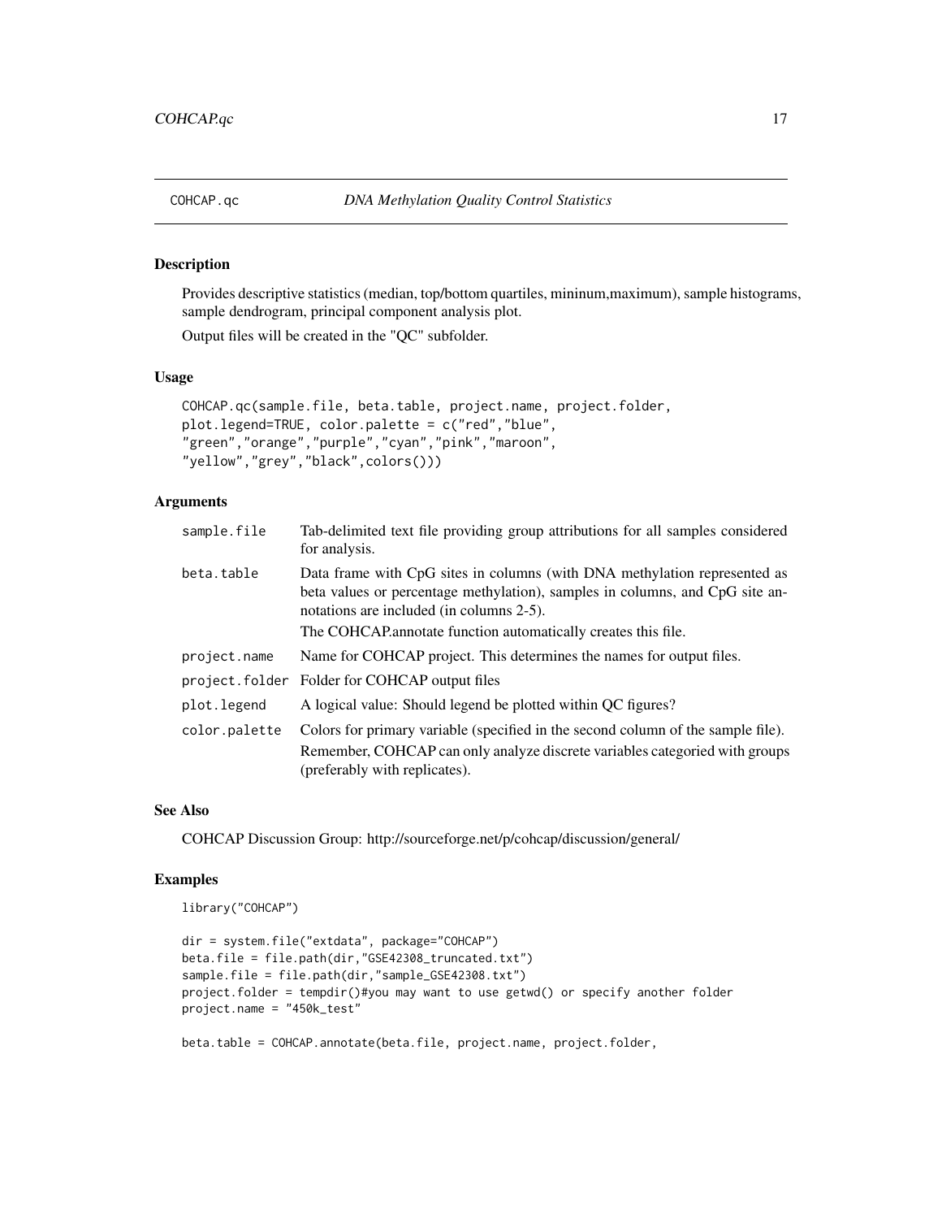# COHCAP.qc — *DNA Methylation Quality Control Statistics*

## Description

Provides descriptive statistics (median, top/bottom quartiles, mininum,maximum), sample histograms, sample dendrogram, principal component analysis plot.

Output files will be created in the "QC" subfolder.

## Usage

```
COHCAP.qc(sample.file, beta.table, project.name, project.folder,
plot.legend=TRUE, color.palette = c("red","blue",
"green","orange","purple","cyan","pink","maroon",
"yellow","grey","black",colors()))
```

## Arguments

| | |
|---|---|
| `sample.file` | Tab-delimited text file providing group attributions for all samples considered for analysis. |
| `beta.table` | Data frame with CpG sites in columns (with DNA methylation represented as beta values or percentage methylation), samples in columns, and CpG site annotations are included (in columns 2-5).<br>The COHCAP.annotate function automatically creates this file. |
| `project.name` | Name for COHCAP project. This determines the names for output files. |
| `project.folder` | Folder for COHCAP output files |
| `plot.legend` | A logical value: Should legend be plotted within QC figures? |
| `color.palette` | Colors for primary variable (specified in the second column of the sample file).<br>Remember, COHCAP can only analyze discrete variables categoried with groups (preferably with replicates). |

## See Also

COHCAP Discussion Group: http://sourceforge.net/p/cohcap/discussion/general/

## Examples

```
library("COHCAP")

dir = system.file("extdata", package="COHCAP")
beta.file = file.path(dir,"GSE42308_truncated.txt")
sample.file = file.path(dir,"sample_GSE42308.txt")
project.folder = tempdir()#you may want to use getwd() or specify another folder
project.name = "450k_test"

beta.table = COHCAP.annotate(beta.file, project.name, project.folder,
```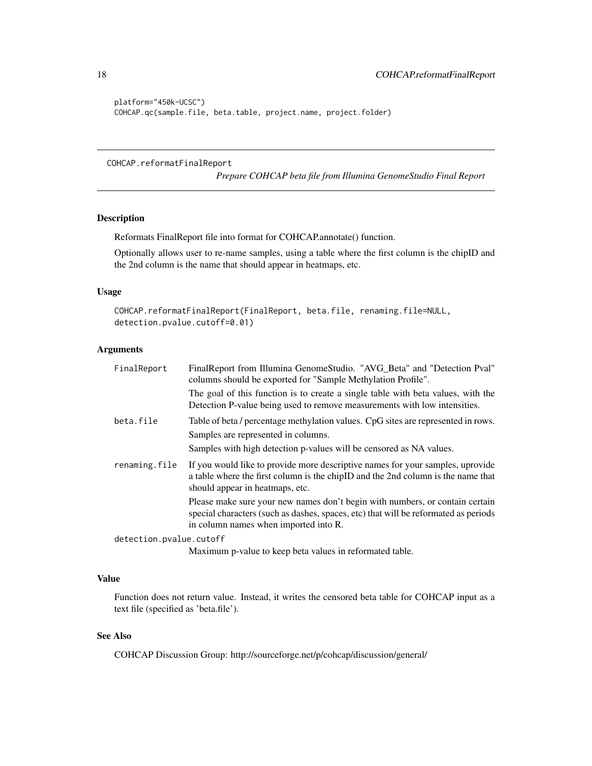```
platform="450k-UCSC")
COHCAP.qc(sample.file, beta.table, project.name, project.folder)
```

## COHCAP.reformatFinalReport

*Prepare COHCAP beta file from Illumina GenomeStudio Final Report*

### Description

Reformats FinalReport file into format for COHCAP.annotate() function.

Optionally allows user to re-name samples, using a table where the first column is the chipID and the 2nd column is the name that should appear in heatmaps, etc.

### Usage

```
COHCAP.reformatFinalReport(FinalReport, beta.file, renaming.file=NULL,
detection.pvalue.cutoff=0.01)
```

### Arguments

`FinalReport` — FinalReport from Illumina GenomeStudio. "AVG_Beta" and "Detection Pval" columns should be exported for "Sample Methylation Profile".

The goal of this function is to create a single table with beta values, with the Detection P-value being used to remove measurements with low intensities.

`beta.file` — Table of beta / percentage methylation values. CpG sites are represented in rows.

Samples are represented in columns.

Samples with high detection p-values will be censored as NA values.

`renaming.file` — If you would like to provide more descriptive names for your samples, uprovide a table where the first column is the chipID and the 2nd column is the name that should appear in heatmaps, etc.

Please make sure your new names don't begin with numbers, or contain certain special characters (such as dashes, spaces, etc) that will be reformated as periods in column names when imported into R.

`detection.pvalue.cutoff` — Maximum p-value to keep beta values in reformated table.

### Value

Function does not return value. Instead, it writes the censored beta table for COHCAP input as a text file (specified as 'beta.file').

### See Also

COHCAP Discussion Group: http://sourceforge.net/p/cohcap/discussion/general/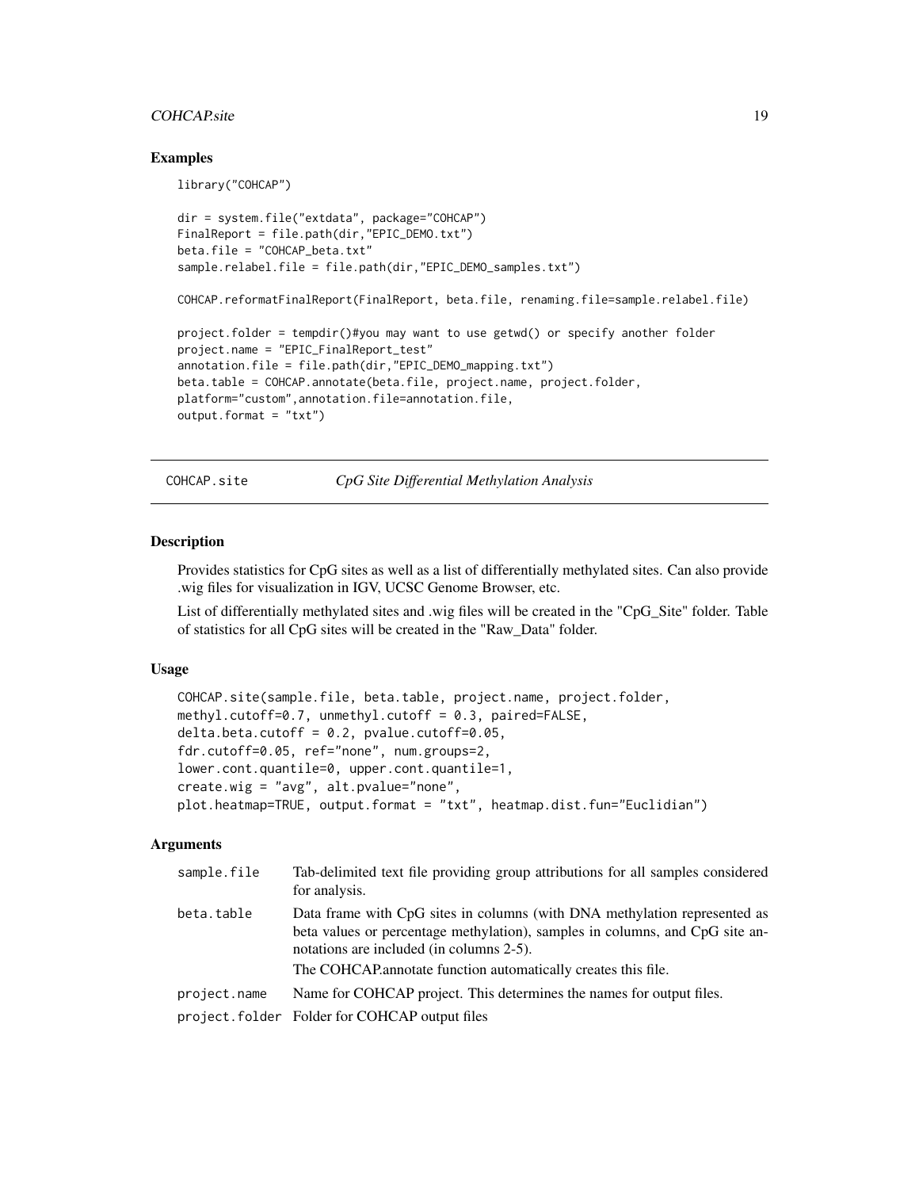## Examples

```
library("COHCAP")

dir = system.file("extdata", package="COHCAP")
FinalReport = file.path(dir,"EPIC_DEMO.txt")
beta.file = "COHCAP_beta.txt"
sample.relabel.file = file.path(dir,"EPIC_DEMO_samples.txt")

COHCAP.reformatFinalReport(FinalReport, beta.file, renaming.file=sample.relabel.file)

project.folder = tempdir()#you may want to use getwd() or specify another folder
project.name = "EPIC_FinalReport_test"
annotation.file = file.path(dir,"EPIC_DEMO_mapping.txt")
beta.table = COHCAP.annotate(beta.file, project.name, project.folder,
platform="custom",annotation.file=annotation.file,
output.format = "txt")
```

---

# COHCAP.site — *CpG Site Differential Methylation Analysis*

## Description

Provides statistics for CpG sites as well as a list of differentially methylated sites. Can also provide .wig files for visualization in IGV, UCSC Genome Browser, etc.

List of differentially methylated sites and .wig files will be created in the "CpG_Site" folder. Table of statistics for all CpG sites will be created in the "Raw_Data" folder.

## Usage

```
COHCAP.site(sample.file, beta.table, project.name, project.folder,
methyl.cutoff=0.7, unmethyl.cutoff = 0.3, paired=FALSE,
delta.beta.cutoff = 0.2, pvalue.cutoff=0.05,
fdr.cutoff=0.05, ref="none", num.groups=2,
lower.cont.quantile=0, upper.cont.quantile=1,
create.wig = "avg", alt.pvalue="none",
plot.heatmap=TRUE, output.format = "txt", heatmap.dist.fun="Euclidian")
```

## Arguments

| | |
|---|---|
| `sample.file` | Tab-delimited text file providing group attributions for all samples considered for analysis. |
| `beta.table` | Data frame with CpG sites in columns (with DNA methylation represented as beta values or percentage methylation), samples in columns, and CpG site annotations are included (in columns 2-5).<br>The COHCAP.annotate function automatically creates this file. |
| `project.name` | Name for COHCAP project. This determines the names for output files. |
| `project.folder` | Folder for COHCAP output files |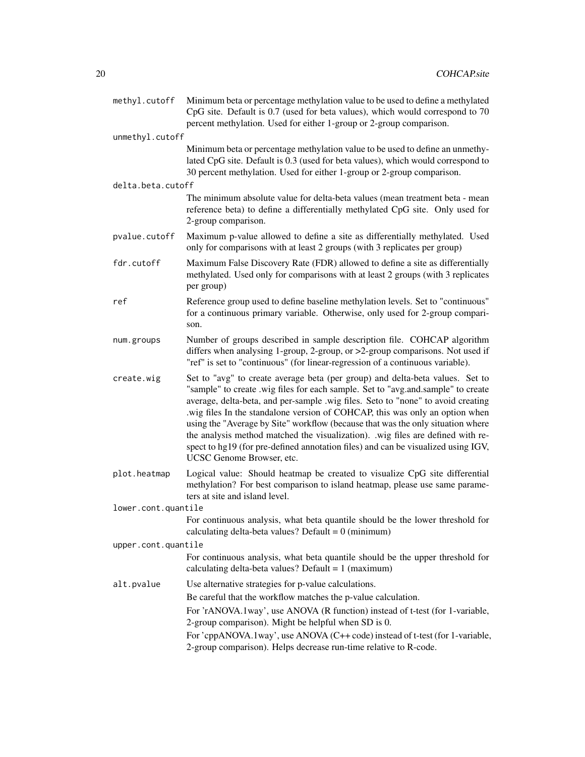**methyl.cutoff** Minimum beta or percentage methylation value to be used to define a methylated CpG site. Default is 0.7 (used for beta values), which would correspond to 70 percent methylation. Used for either 1-group or 2-group comparison.

**unmethyl.cutoff** Minimum beta or percentage methylation value to be used to define an unmethylated CpG site. Default is 0.3 (used for beta values), which would correspond to 30 percent methylation. Used for either 1-group or 2-group comparison.

**delta.beta.cutoff** The minimum absolute value for delta-beta values (mean treatment beta - mean reference beta) to define a differentially methylated CpG site. Only used for 2-group comparison.

**pvalue.cutoff** Maximum p-value allowed to define a site as differentially methylated. Used only for comparisons with at least 2 groups (with 3 replicates per group)

**fdr.cutoff** Maximum False Discovery Rate (FDR) allowed to define a site as differentially methylated. Used only for comparisons with at least 2 groups (with 3 replicates per group)

**ref** Reference group used to define baseline methylation levels. Set to "continuous" for a continuous primary variable. Otherwise, only used for 2-group comparison.

**num.groups** Number of groups described in sample description file. COHCAP algorithm differs when analysing 1-group, 2-group, or >2-group comparisons. Not used if "ref" is set to "continuous" (for linear-regression of a continuous variable).

**create.wig** Set to "avg" to create average beta (per group) and delta-beta values. Set to "sample" to create .wig files for each sample. Set to "avg.and.sample" to create average, delta-beta, and per-sample .wig files. Seto to "none" to avoid creating .wig files In the standalone version of COHCAP, this was only an option when using the "Average by Site" workflow (because that was the only situation where the analysis method matched the visualization). .wig files are defined with respect to hg19 (for pre-defined annotation files) and can be visualized using IGV, UCSC Genome Browser, etc.

**plot.heatmap** Logical value: Should heatmap be created to visualize CpG site differential methylation? For best comparison to island heatmap, please use same parameters at site and island level.

**lower.cont.quantile** For continuous analysis, what beta quantile should be the lower threshold for calculating delta-beta values? Default = 0 (minimum)

**upper.cont.quantile** For continuous analysis, what beta quantile should be the upper threshold for calculating delta-beta values? Default = 1 (maximum)

**alt.pvalue** Use alternative strategies for p-value calculations.

Be careful that the workflow matches the p-value calculation.

For 'rANOVA.1way', use ANOVA (R function) instead of t-test (for 1-variable, 2-group comparison). Might be helpful when SD is 0.

For 'cppANOVA.1way', use ANOVA (C++ code) instead of t-test (for 1-variable, 2-group comparison). Helps decrease run-time relative to R-code.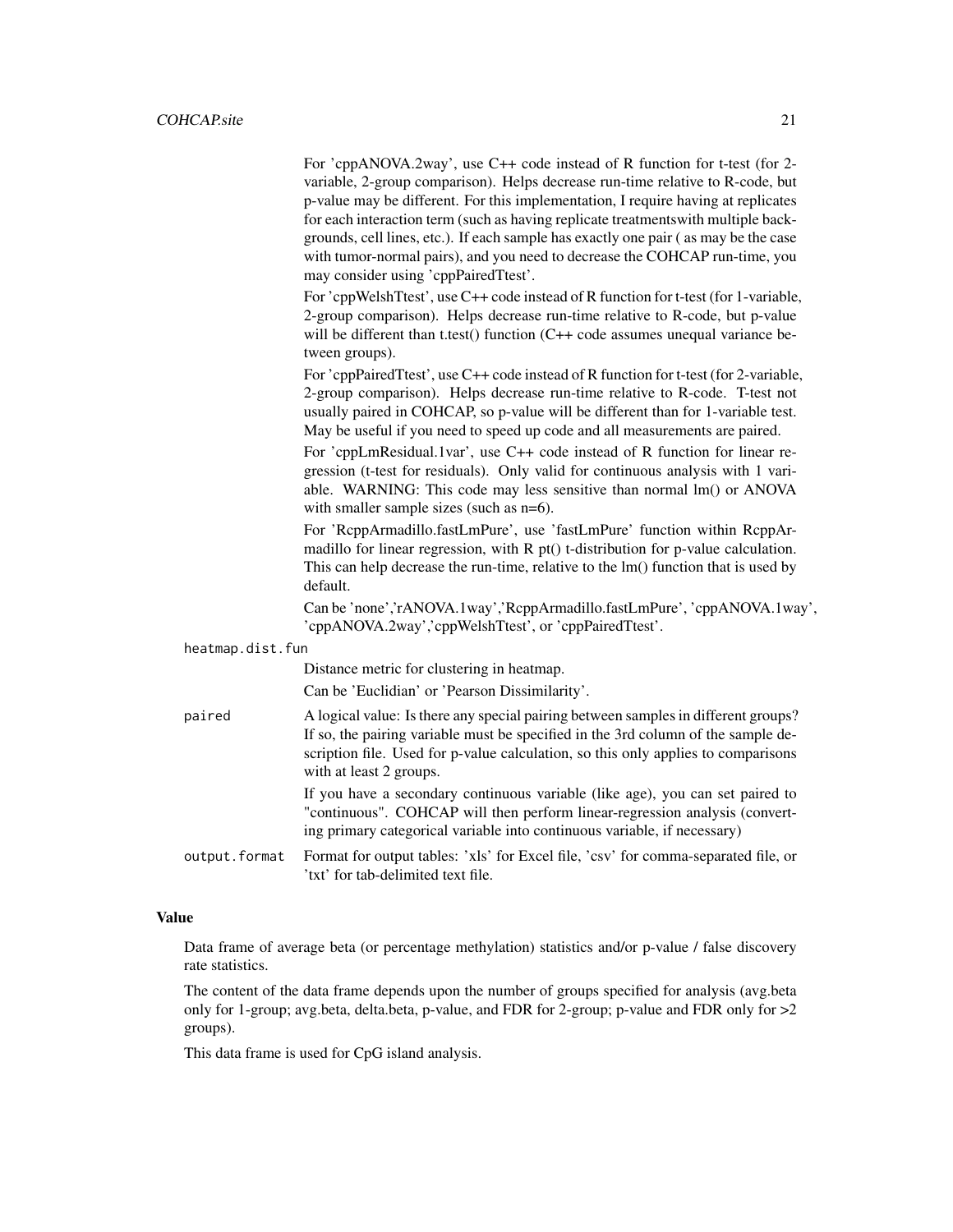For 'cppANOVA.2way', use C++ code instead of R function for t-test (for 2-variable, 2-group comparison). Helps decrease run-time relative to R-code, but p-value may be different. For this implementation, I require having at replicates for each interaction term (such as having replicate treatmentswith multiple backgrounds, cell lines, etc.). If each sample has exactly one pair ( as may be the case with tumor-normal pairs), and you need to decrease the COHCAP run-time, you may consider using 'cppPairedTtest'.

For 'cppWelshTtest', use C++ code instead of R function for t-test (for 1-variable, 2-group comparison). Helps decrease run-time relative to R-code, but p-value will be different than t.test() function (C++ code assumes unequal variance between groups).

For 'cppPairedTtest', use C++ code instead of R function for t-test (for 2-variable, 2-group comparison). Helps decrease run-time relative to R-code. T-test not usually paired in COHCAP, so p-value will be different than for 1-variable test. May be useful if you need to speed up code and all measurements are paired.

For 'cppLmResidual.1var', use C++ code instead of R function for linear regression (t-test for residuals). Only valid for continuous analysis with 1 variable. WARNING: This code may less sensitive than normal lm() or ANOVA with smaller sample sizes (such as n=6).

For 'RcppArmadillo.fastLmPure', use 'fastLmPure' function within RcppArmadillo for linear regression, with R pt() t-distribution for p-value calculation. This can help decrease the run-time, relative to the lm() function that is used by default.

Can be 'none','rANOVA.1way','RcppArmadillo.fastLmPure', 'cppANOVA.1way', 'cppANOVA.2way','cppWelshTtest', or 'cppPairedTtest'.

`heatmap.dist.fun`
: Distance metric for clustering in heatmap.

  Can be 'Euclidian' or 'Pearson Dissimilarity'.

`paired`
: A logical value: Is there any special pairing between samples in different groups? If so, the pairing variable must be specified in the 3rd column of the sample description file. Used for p-value calculation, so this only applies to comparisons with at least 2 groups.

  If you have a secondary continuous variable (like age), you can set paired to "continuous". COHCAP will then perform linear-regression analysis (converting primary categorical variable into continuous variable, if necessary)

`output.format`
: Format for output tables: 'xls' for Excel file, 'csv' for comma-separated file, or 'txt' for tab-delimited text file.

## Value

Data frame of average beta (or percentage methylation) statistics and/or p-value / false discovery rate statistics.

The content of the data frame depends upon the number of groups specified for analysis (avg.beta only for 1-group; avg.beta, delta.beta, p-value, and FDR for 2-group; p-value and FDR only for >2 groups).

This data frame is used for CpG island analysis.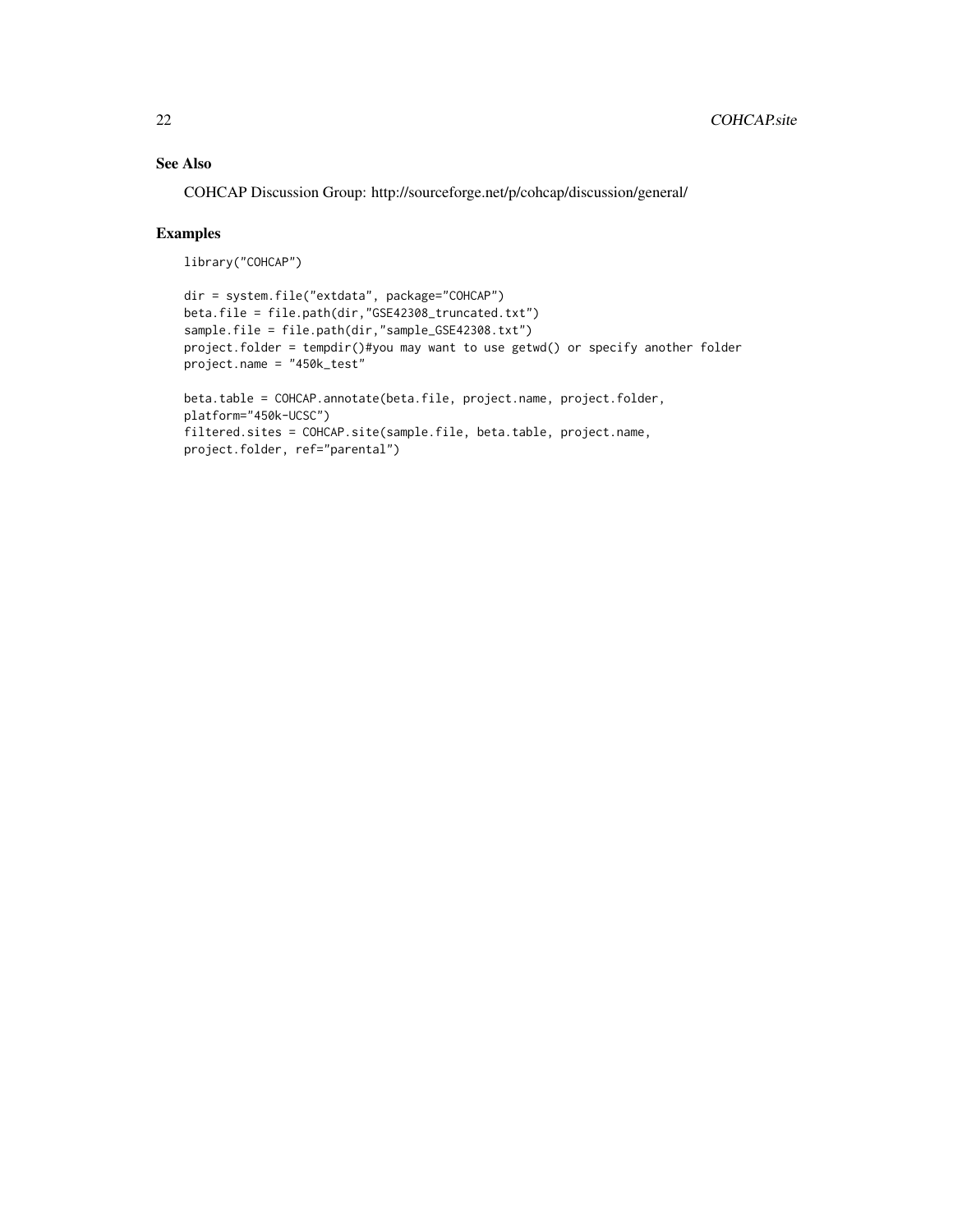## See Also

COHCAP Discussion Group: http://sourceforge.net/p/cohcap/discussion/general/

## Examples

```
library("COHCAP")

dir = system.file("extdata", package="COHCAP")
beta.file = file.path(dir,"GSE42308_truncated.txt")
sample.file = file.path(dir,"sample_GSE42308.txt")
project.folder = tempdir()#you may want to use getwd() or specify another folder
project.name = "450k_test"

beta.table = COHCAP.annotate(beta.file, project.name, project.folder,
platform="450k-UCSC")
filtered.sites = COHCAP.site(sample.file, beta.table, project.name,
project.folder, ref="parental")
```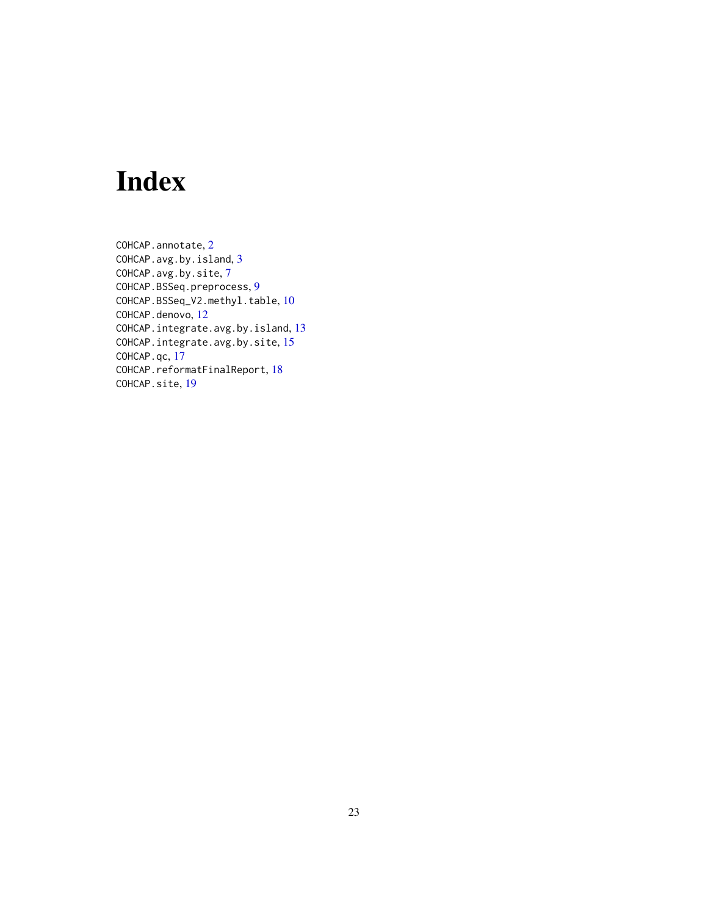# Index

COHCAP.annotate, 2
COHCAP.avg.by.island, 3
COHCAP.avg.by.site, 7
COHCAP.BSSeq.preprocess, 9
COHCAP.BSSeq_V2.methyl.table, 10
COHCAP.denovo, 12
COHCAP.integrate.avg.by.island, 13
COHCAP.integrate.avg.by.site, 15
COHCAP.qc, 17
COHCAP.reformatFinalReport, 18
COHCAP.site, 19